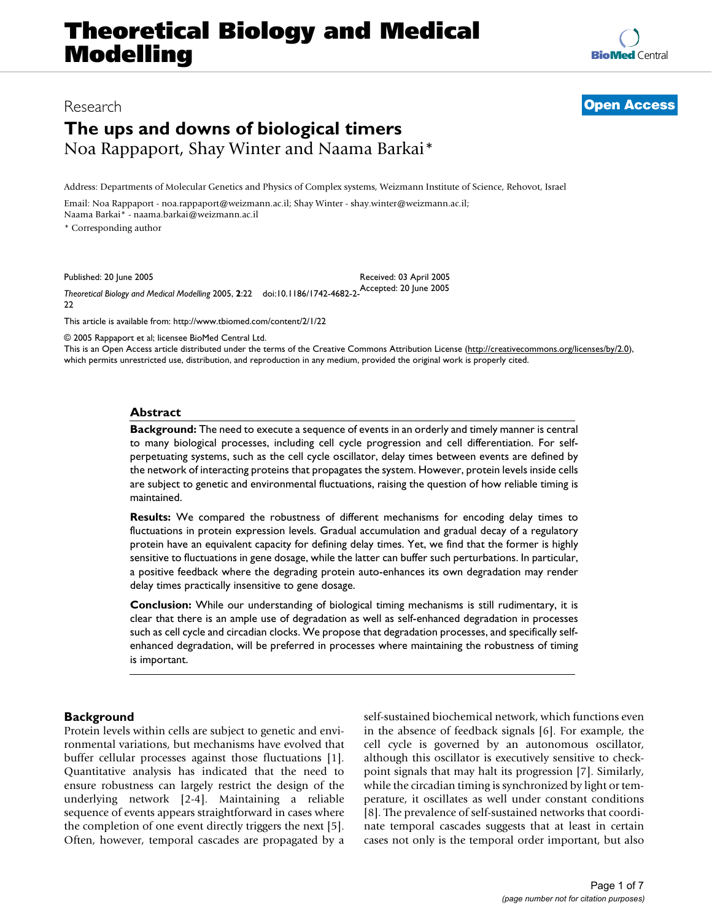# Theoretical Biology and Medical Modelling

Research

**Open Access**

## The ups and downs of biological timers

Noa Rappaport, Shay Winter and Naama Barkai*

Address: Departments of Molecular Genetics and Physics of Complex systems, Weizmann Institute of Science, Rehovot, Israel

Email: Noa Rappaport - noa.rappaport@weizmann.ac.il; Shay Winter - shay.winter@weizmann.ac.il; Naama Barkai* - naama.barkai@weizmann.ac.il

* Corresponding author

Published: 20 June 2005

Received: 03 April 2005

Accepted: 20 June 2005

*Theoretical Biology and Medical Modelling* 2005, **2**:22 doi:10.1186/1742-4682-2-22

This article is available from: http://www.tbiomed.com/content/2/1/22

© 2005 Rappaport et al; licensee BioMed Central Ltd.

This is an Open Access article distributed under the terms of the Creative Commons Attribution License (http://creativecommons.org/licenses/by/2.0), which permits unrestricted use, distribution, and reproduction in any medium, provided the original work is properly cited.

### Abstract

**Background:** The need to execute a sequence of events in an orderly and timely manner is central to many biological processes, including cell cycle progression and cell differentiation. For self-perpetuating systems, such as the cell cycle oscillator, delay times between events are defined by the network of interacting proteins that propagates the system. However, protein levels inside cells are subject to genetic and environmental fluctuations, raising the question of how reliable timing is maintained.

**Results:** We compared the robustness of different mechanisms for encoding delay times to fluctuations in protein expression levels. Gradual accumulation and gradual decay of a regulatory protein have an equivalent capacity for defining delay times. Yet, we find that the former is highly sensitive to fluctuations in gene dosage, while the latter can buffer such perturbations. In particular, a positive feedback where the degrading protein auto-enhances its own degradation may render delay times practically insensitive to gene dosage.

**Conclusion:** While our understanding of biological timing mechanisms is still rudimentary, it is clear that there is an ample use of degradation as well as self-enhanced degradation in processes such as cell cycle and circadian clocks. We propose that degradation processes, and specifically self-enhanced degradation, will be preferred in processes where maintaining the robustness of timing is important.

### Background

Protein levels within cells are subject to genetic and environmental variations, but mechanisms have evolved that buffer cellular processes against those fluctuations [1]. Quantitative analysis has indicated that the need to ensure robustness can largely restrict the design of the underlying network [2-4]. Maintaining a reliable sequence of events appears straightforward in cases where the completion of one event directly triggers the next [5]. Often, however, temporal cascades are propagated by a self-sustained biochemical network, which functions even in the absence of feedback signals [6]. For example, the cell cycle is governed by an autonomous oscillator, although this oscillator is executively sensitive to checkpoint signals that may halt its progression [7]. Similarly, while the circadian timing is synchronized by light or temperature, it oscillates as well under constant conditions [8]. The prevalence of self-sustained networks that coordinate temporal cascades suggests that at least in certain cases not only is the temporal order important, but also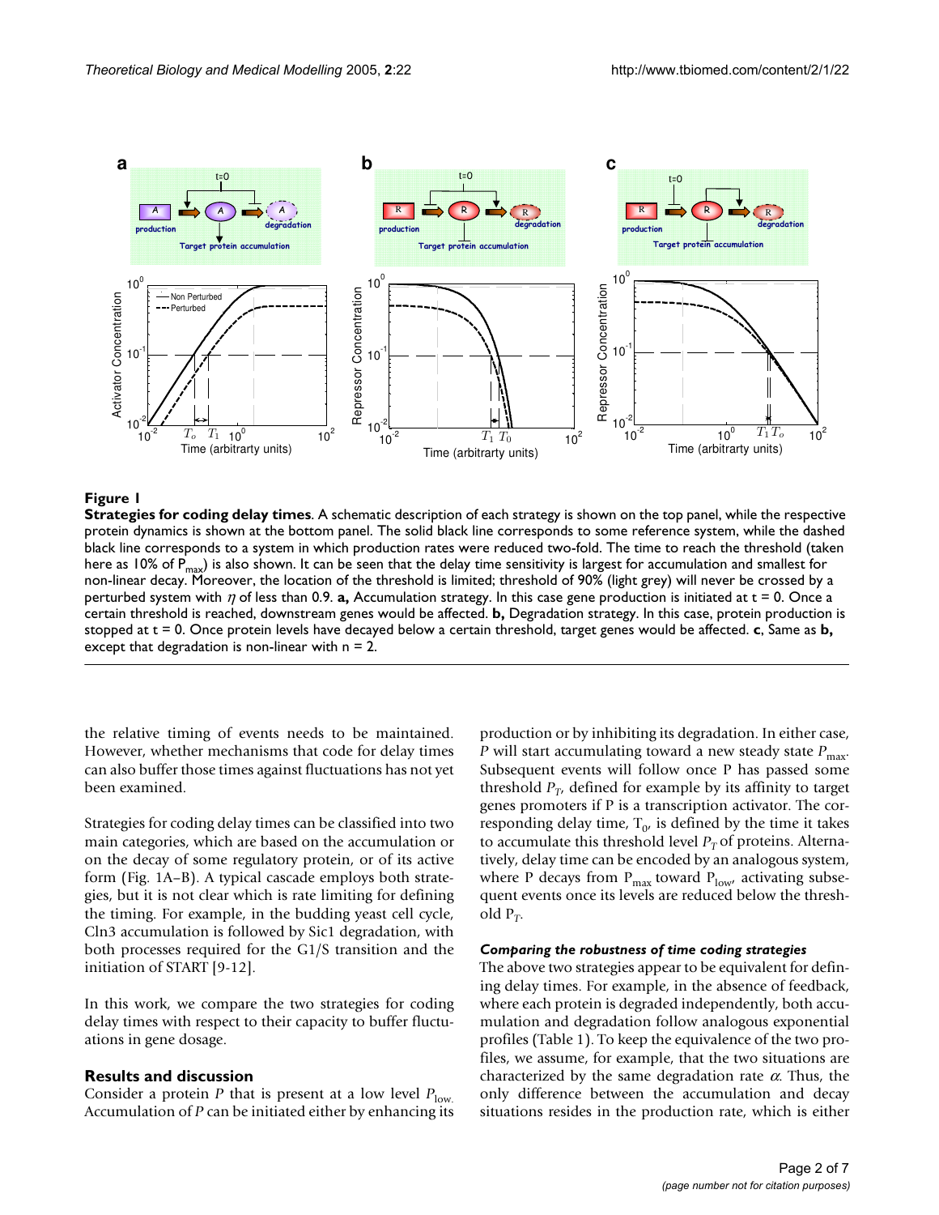**Figure 1**

**Strategies for coding delay times**. A schematic description of each strategy is shown on the top panel, while the respective protein dynamics is shown at the bottom panel. The solid black line corresponds to some reference system, while the dashed black line corresponds to a system in which production rates were reduced two-fold. The time to reach the threshold (taken here as 10% of $P_{max}$) is also shown. It can be seen that the delay time sensitivity is largest for accumulation and smallest for non-linear decay. Moreover, the location of the threshold is limited; threshold of 90% (light grey) will never be crossed by a perturbed system with $\eta$ of less than 0.9. **a,** Accumulation strategy. In this case gene production is initiated at t = 0. Once a certain threshold is reached, downstream genes would be affected. **b,** Degradation strategy. In this case, protein production is stopped at t = 0. Once protein levels have decayed below a certain threshold, target genes would be affected. **c**, Same as **b,** except that degradation is non-linear with n = 2.

the relative timing of events needs to be maintained. However, whether mechanisms that code for delay times can also buffer those times against fluctuations has not yet been examined.

Strategies for coding delay times can be classified into two main categories, which are based on the accumulation or on the decay of some regulatory protein, or of its active form (Fig. 1A–B). A typical cascade employs both strategies, but it is not clear which is rate limiting for defining the timing. For example, in the budding yeast cell cycle, Cln3 accumulation is followed by Sic1 degradation, with both processes required for the G1/S transition and the initiation of START [9-12].

In this work, we compare the two strategies for coding delay times with respect to their capacity to buffer fluctuations in gene dosage.

## Results and discussion

Consider a protein *P* that is present at a low level $P_{low}$. Accumulation of *P* can be initiated either by enhancing its production or by inhibiting its degradation. In either case, *P* will start accumulating toward a new steady state $P_{max}$. Subsequent events will follow once P has passed some threshold $P_T$, defined for example by its affinity to target genes promoters if P is a transcription activator. The corresponding delay time, $T_0$, is defined by the time it takes to accumulate this threshold level $P_T$ of proteins. Alternatively, delay time can be encoded by an analogous system, where P decays from $P_{max}$ toward $P_{low}$, activating subsequent events once its levels are reduced below the threshold $P_T$.

### *Comparing the robustness of time coding strategies*

The above two strategies appear to be equivalent for defining delay times. For example, in the absence of feedback, where each protein is degraded independently, both accumulation and degradation follow analogous exponential profiles (Table 1). To keep the equivalence of the two profiles, we assume, for example, that the two situations are characterized by the same degradation rate $\alpha$. Thus, the only difference between the accumulation and decay situations resides in the production rate, which is either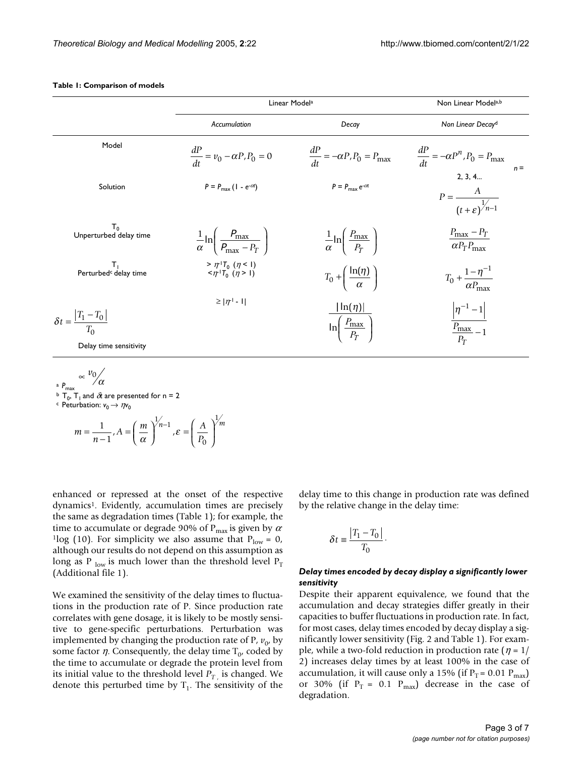**Table 1: Comparison of models**

| | Linear Model[a] | | Non Linear Model[a,b] |
|---|---|---|---|
| | *Accumulation* | *Decay* | *Non Linear Decay*[d] |
| Model | $\frac{dP}{dt} = v_0 - \alpha P, P_0 = 0$ | $\frac{dP}{dt} = -\alpha P, P_0 = P_{\max}$ | $\frac{dP}{dt} = -\alpha P^n, P_0 = P_{\max}$ $n =$ 2, 3, 4... |
| Solution | $P = P_{\max}(1 - e^{-\alpha t})$ | $P = P_{\max} e^{-\alpha t}$ | $P = \frac{A}{(t+\varepsilon)^{1/n-1}}$ |
| $T_0$ Unperturbed delay time | $\frac{1}{\alpha}\ln\left(\frac{P_{\max}}{P_{\max} - P_T}\right)$ | $\frac{1}{\alpha}\ln\left(\frac{P_{\max}}{P_T}\right)$ | $\frac{P_{\max} - P_T}{\alpha P_T P_{\max}}$ |
| $T_1$ Perturbed[c] delay time | $> \eta^{-1}T_0$ $(\eta < 1)$ $< \eta^{-1}T_0$ $(\eta > 1)$ | $T_0 + \left(\frac{\ln(\eta)}{\alpha}\right)$ | $T_0 + \frac{1-\eta^{-1}}{\alpha P_{\max}}$ |
| $\delta t = \frac{\lvert T_1 - T_0 \rvert}{T_0}$ Delay time sensitivity | $\geq \lvert \eta^{-1} - 1 \rvert$ | $\frac{\lvert \ln(\eta) \rvert}{\ln\left(\frac{P_{\max}}{P_T}\right)}$ | $\frac{\lvert \eta^{-1} - 1 \rvert}{\frac{P_{\max}}{P_T} - 1}$ |

[a] $P_{\max} \propto v_0/\alpha$

[b] $T_0$, $T_1$ and $\delta t$ are presented for n = 2

[c] Peturbation: $v_0 \rightarrow \eta v_0$

$$m = \frac{1}{n-1}, A = \left(\frac{m}{\alpha}\right)^{1/n-1}, \varepsilon = \left(\frac{A}{P_0}\right)^{1/m}$$

enhanced or repressed at the onset of the respective dynamics[1]. Evidently, accumulation times are precisely the same as degradation times (Table 1); for example, the time to accumulate or degrade 90% of $P_{\max}$ is given by $\alpha^{-1}\log(10)$. For simplicity we also assume that $P_{low} = 0$, although our results do not depend on this assumption as long as $P_{low}$ is much lower than the threshold level $P_T$ (Additional file 1).

We examined the sensitivity of the delay times to fluctuations in the production rate of P. Since production rate correlates with gene dosage, it is likely to be mostly sensitive to gene-specific perturbations. Perturbation was implemented by changing the production rate of P, $v_0$, by some factor $\eta$. Consequently, the delay time $T_0$, coded by the time to accumulate or degrade the protein level from its initial value to the threshold level $P_T$, is changed. We denote this perturbed time by $T_1$. The sensitivity of the delay time to this change in production rate was defined by the relative change in the delay time:

$$\delta t \equiv \frac{|T_1 - T_0|}{T_0}.$$

### *Delay times encoded by decay display a significantly lower sensitivity*

Despite their apparent equivalence, we found that the accumulation and decay strategies differ greatly in their capacities to buffer fluctuations in production rate. In fact, for most cases, delay times encoded by decay display a significantly lower sensitivity (Fig. 2 and Table 1). For example, while a two-fold reduction in production rate ($\eta = 1/2$) increases delay times by at least 100% in the case of accumulation, it will cause only a 15% (if $P_T = 0.01\ P_{\max}$) or 30% (if $P_T = 0.1\ P_{\max}$) decrease in the case of degradation.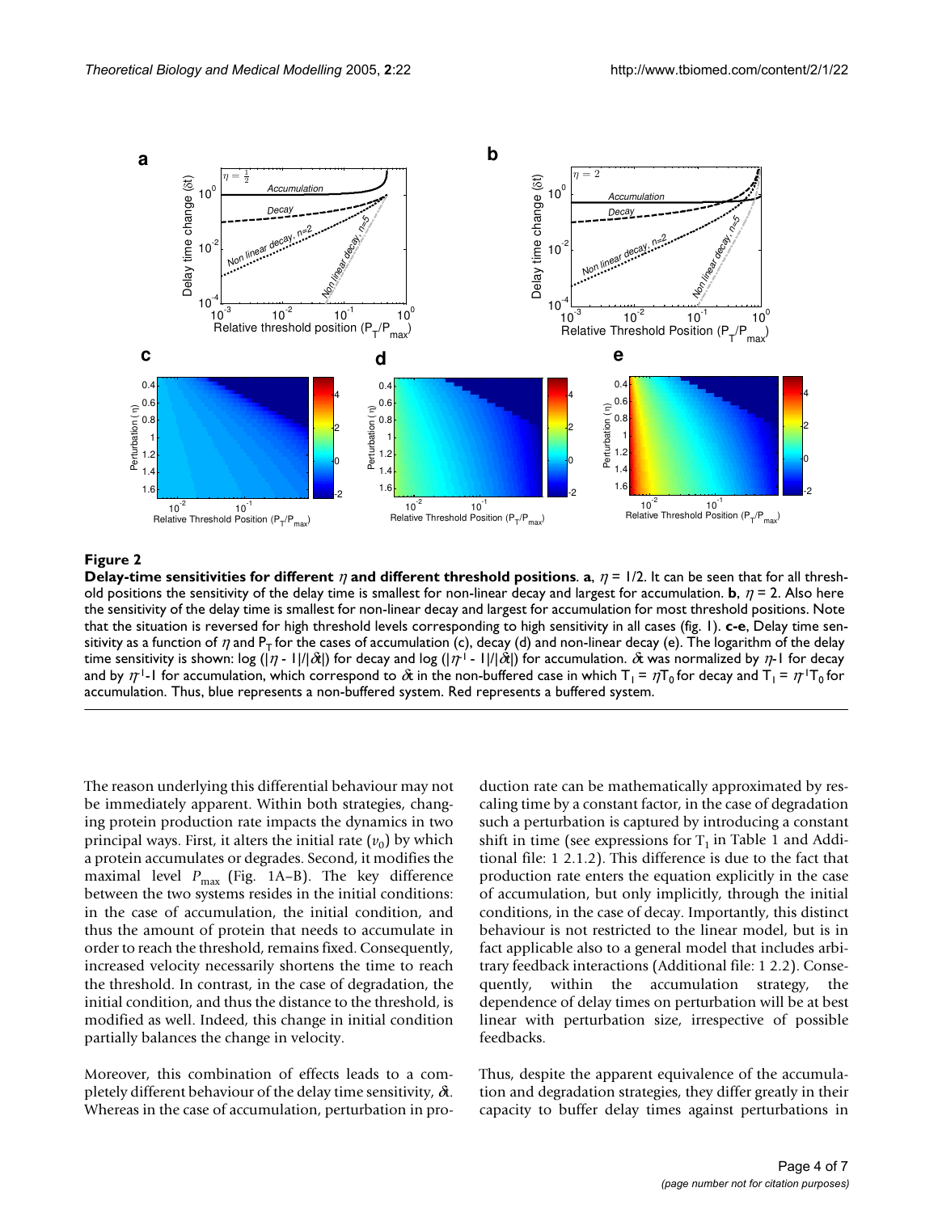**Figure 2**

**Delay-time sensitivities for different $\eta$ and different threshold positions**. **a**, $\eta = 1/2$. It can be seen that for all threshold positions the sensitivity of the delay time is smallest for non-linear decay and largest for accumulation. **b**, $\eta = 2$. Also here the sensitivity of the delay time is smallest for non-linear decay and largest for accumulation for most threshold positions. Note that the situation is reversed for high threshold levels corresponding to high sensitivity in all cases (fig. 1). **c-e**, Delay time sensitivity as a function of $\eta$ and $P_T$ for the cases of accumulation (c), decay (d) and non-linear decay (e). The logarithm of the delay time sensitivity is shown: $\log(|\eta - 1|/|\delta t|)$ for decay and $\log(|\eta^{-1} - 1|/|\delta t|)$ for accumulation. $\delta t$ was normalized by $\eta$-1 for decay and by $\eta^{-1}$-1 for accumulation, which correspond to $\delta t$ in the non-buffered case in which $T_1 = \eta T_0$ for decay and $T_1 = \eta^{-1} T_0$ for accumulation. Thus, blue represents a non-buffered system. Red represents a buffered system.

The reason underlying this differential behaviour may not be immediately apparent. Within both strategies, changing protein production rate impacts the dynamics in two principal ways. First, it alters the initial rate ($v_0$) by which a protein accumulates or degrades. Second, it modifies the maximal level $P_{max}$ (Fig. 1A–B). The key difference between the two systems resides in the initial conditions: in the case of accumulation, the initial condition, and thus the amount of protein that needs to accumulate in order to reach the threshold, remains fixed. Consequently, increased velocity necessarily shortens the time to reach the threshold. In contrast, in the case of degradation, the initial condition, and thus the distance to the threshold, is modified as well. Indeed, this change in initial condition partially balances the change in velocity.

Moreover, this combination of effects leads to a completely different behaviour of the delay time sensitivity, $\delta t$. Whereas in the case of accumulation, perturbation in production rate can be mathematically approximated by rescaling time by a constant factor, in the case of degradation such a perturbation is captured by introducing a constant shift in time (see expressions for $T_1$ in Table 1 and Additional file: 1 2.1.2). This difference is due to the fact that production rate enters the equation explicitly in the case of accumulation, but only implicitly, through the initial conditions, in the case of decay. Importantly, this distinct behaviour is not restricted to the linear model, but is in fact applicable also to a general model that includes arbitrary feedback interactions (Additional file: 1 2.2). Consequently, within the accumulation strategy, the dependence of delay times on perturbation will be at best linear with perturbation size, irrespective of possible feedbacks.

Thus, despite the apparent equivalence of the accumulation and degradation strategies, they differ greatly in their capacity to buffer delay times against perturbations in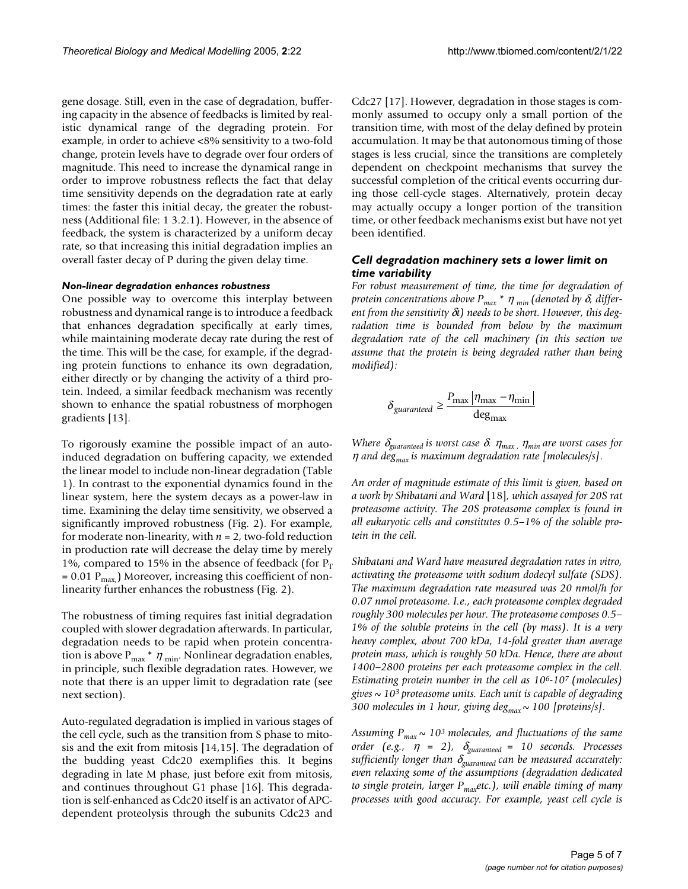gene dosage. Still, even in the case of degradation, buffering capacity in the absence of feedbacks is limited by realistic dynamical range of the degrading protein. For example, in order to achieve <8% sensitivity to a two-fold change, protein levels have to degrade over four orders of magnitude. This need to increase the dynamical range in order to improve robustness reflects the fact that delay time sensitivity depends on the degradation rate at early times: the faster this initial decay, the greater the robustness (Additional file: 1 3.2.1). However, in the absence of feedback, the system is characterized by a uniform decay rate, so that increasing this initial degradation implies an overall faster decay of P during the given delay time.

#### *Non-linear degradation enhances robustness*

One possible way to overcome this interplay between robustness and dynamical range is to introduce a feedback that enhances degradation specifically at early times, while maintaining moderate decay rate during the rest of the time. This will be the case, for example, if the degrading protein functions to enhance its own degradation, either directly or by changing the activity of a third protein. Indeed, a similar feedback mechanism was recently shown to enhance the spatial robustness of morphogen gradients [13].

To rigorously examine the possible impact of an auto-induced degradation on buffering capacity, we extended the linear model to include non-linear degradation (Table 1). In contrast to the exponential dynamics found in the linear system, here the system decays as a power-law in time. Examining the delay time sensitivity, we observed a significantly improved robustness (Fig. 2). For example, for moderate non-linearity, with $n = 2$, two-fold reduction in production rate will decrease the delay time by merely 1%, compared to 15% in the absence of feedback (for $P_T = 0.01\ P_{max}$.) Moreover, increasing this coefficient of non-linearity further enhances the robustness (Fig. 2).

The robustness of timing requires fast initial degradation coupled with slower degradation afterwards. In particular, degradation needs to be rapid when protein concentration is above $P_{max} * \eta_{min}$. Nonlinear degradation enables, in principle, such flexible degradation rates. However, we note that there is an upper limit to degradation rate (see next section).

Auto-regulated degradation is implied in various stages of the cell cycle, such as the transition from S phase to mitosis and the exit from mitosis [14,15]. The degradation of the budding yeast Cdc20 exemplifies this. It begins degrading in late M phase, just before exit from mitosis, and continues throughout G1 phase [16]. This degradation is self-enhanced as Cdc20 itself is an activator of APC-dependent proteolysis through the subunits Cdc23 and Cdc27 [17]. However, degradation in those stages is commonly assumed to occupy only a small portion of the transition time, with most of the delay defined by protein accumulation. It may be that autonomous timing of those stages is less crucial, since the transitions are completely dependent on checkpoint mechanisms that survey the successful completion of the critical events occurring during those cell-cycle stages. Alternatively, protein decay may actually occupy a longer portion of the transition time, or other feedback mechanisms exist but have not yet been identified.

### *Cell degradation machinery sets a lower limit on time variability*

*For robust measurement of time, the time for degradation of protein concentrations above $P_{max} * \eta_{min}$ (denoted by $\delta$, different from the sensitivity $\delta t$) needs to be short. However, this degradation time is bounded from below by the maximum degradation rate of the cell machinery (in this section we assume that the protein is being degraded rather than being modified):*

$$\delta_{guaranteed} \geq \frac{P_{\max}\left|\eta_{\max} - \eta_{\min}\right|}{\deg_{\max}}$$

*Where $\delta_{guaranteed}$ is worst case $\delta$. $\eta_{max}$, $\eta_{min}$ are worst cases for $\eta$ and $deg_{max}$ is maximum degradation rate [molecules/s].*

*An order of magnitude estimate of this limit is given, based on a work by Shibatani and Ward [18], which assayed for 20S rat proteasome activity. The 20S proteasome complex is found in all eukaryotic cells and constitutes 0.5–1% of the soluble protein in the cell.*

*Shibatani and Ward have measured degradation rates in vitro, activating the proteasome with sodium dodecyl sulfate (SDS). The maximum degradation rate measured was 20 nmol/h for 0.07 nmol proteasome. I.e., each proteasome complex degraded roughly 300 molecules per hour. The proteasome composes 0.5–1% of the soluble proteins in the cell (by mass). It is a very heavy complex, about 700 kDa, 14-fold greater than average protein mass, which is roughly 50 kDa. Hence, there are about 1400–2800 proteins per each proteasome complex in the cell. Estimating protein number in the cell as $10^6$-$10^7$ (molecules) gives ~ $10^3$ proteasome units. Each unit is capable of degrading 300 molecules in 1 hour, giving $deg_{max}$ ~ 100 [proteins/s].*

*Assuming $P_{max}$ ~ $10^3$ molecules, and fluctuations of the same order (e.g., $\eta = 2$), $\delta_{guaranteed} = 10$ seconds. Processes sufficiently longer than $\delta_{guaranteed}$ can be measured accurately: even relaxing some of the assumptions (degradation dedicated to single protein, larger $P_{max}$etc.), will enable timing of many processes with good accuracy. For example, yeast cell cycle is*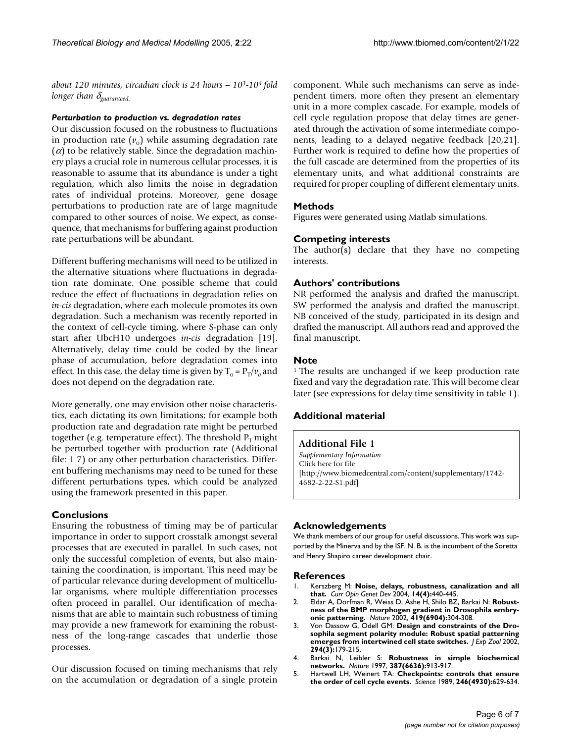*about 120 minutes, circadian clock is 24 hours – $10^3$-$10^4$ fold longer than $\delta_{guaranteed.}$*

#### *Perturbation to production vs. degradation rates*

Our discussion focused on the robustness to fluctuations in production rate ($v_o$) while assuming degradation rate ($\alpha$) to be relatively stable. Since the degradation machinery plays a crucial role in numerous cellular processes, it is reasonable to assume that its abundance is under a tight regulation, which also limits the noise in degradation rates of individual proteins. Moreover, gene dosage perturbations to production rate are of large magnitude compared to other sources of noise. We expect, as consequence, that mechanisms for buffering against production rate perturbations will be abundant.

Different buffering mechanisms will need to be utilized in the alternative situations where fluctuations in degradation rate dominate. One possible scheme that could reduce the effect of fluctuations in degradation relies on *in-cis* degradation, where each molecule promotes its own degradation. Such a mechanism was recently reported in the context of cell-cycle timing, where S-phase can only start after UbcH10 undergoes *in-cis* degradation [19]. Alternatively, delay time could be coded by the linear phase of accumulation, before degradation comes into effect. In this case, the delay time is given by $T_o = P_T/v_o$ and does not depend on the degradation rate.

More generally, one may envision other noise characteristics, each dictating its own limitations; for example both production rate and degradation rate might be perturbed together (e.g. temperature effect). The threshold $P_T$ might be perturbed together with production rate (Additional file: 1 7) or any other perturbation characteristics. Different buffering mechanisms may need to be tuned for these different perturbations types, which could be analyzed using the framework presented in this paper.

## Conclusions

Ensuring the robustness of timing may be of particular importance in order to support crosstalk amongst several processes that are executed in parallel. In such cases, not only the successful completion of events, but also maintaining the coordination, is important. This need may be of particular relevance during development of multicellular organisms, where multiple differentiation processes often proceed in parallel. Our identification of mechanisms that are able to maintain such robustness of timing may provide a new framework for examining the robustness of the long-range cascades that underlie those processes.

Our discussion focused on timing mechanisms that rely on the accumulation or degradation of a single protein component. While such mechanisms can serve as independent timers, more often they present an elementary unit in a more complex cascade. For example, models of cell cycle regulation propose that delay times are generated through the activation of some intermediate components, leading to a delayed negative feedback [20,21]. Further work is required to define how the properties of the full cascade are determined from the properties of its elementary units, and what additional constraints are required for proper coupling of different elementary units.

## Methods

Figures were generated using Matlab simulations.

## Competing interests

The author(s) declare that they have no competing interests.

## Authors' contributions

NR performed the analysis and drafted the manuscript. SW performed the analysis and drafted the manuscript. NB conceived of the study, participated in its design and drafted the manuscript. All authors read and approved the final manuscript.

## Note

[1] The results are unchanged if we keep production rate fixed and vary the degradation rate. This will become clear later (see expressions for delay time sensitivity in table 1).

## Additional material

**Additional File 1**
*Supplementary Information*
Click here for file
[http://www.biomedcentral.com/content/supplementary/1742-4682-2-22-S1.pdf]

## Acknowledgements

We thank members of our group for useful discussions. This work was supported by the Minerva and by the ISF. N. B. is the incumbent of the Soretta and Henry Shapiro career development chair.

## References

1. Kerszberg M: **Noise, delays, robustness, canalization and all that.** *Curr Opin Genet Dev* 2004, **14(4):**440-445.
2. Eldar A, Dorfman R, Weiss D, Ashe H, Shilo BZ, Barkai N: **Robustness of the BMP morphogen gradient in Drosophila embryonic patterning.** *Nature* 2002, **419(6904):**304-308.
3. Von Dassow G, Odell GM: **Design and constraints of the Drosophila segment polarity module: Robust spatial patterning emerges from intertwined cell state switches.** *J Exp Zool* 2002, **294(3):**179-215.
4. Barkai N, Leibler S: **Robustness in simple biochemical networks.** *Nature* 1997, **387(6636):**913-917.
5. Hartwell LH, Weinert TA: **Checkpoints: controls that ensure the order of cell cycle events.** *Science* 1989, **246(4930):**629-634.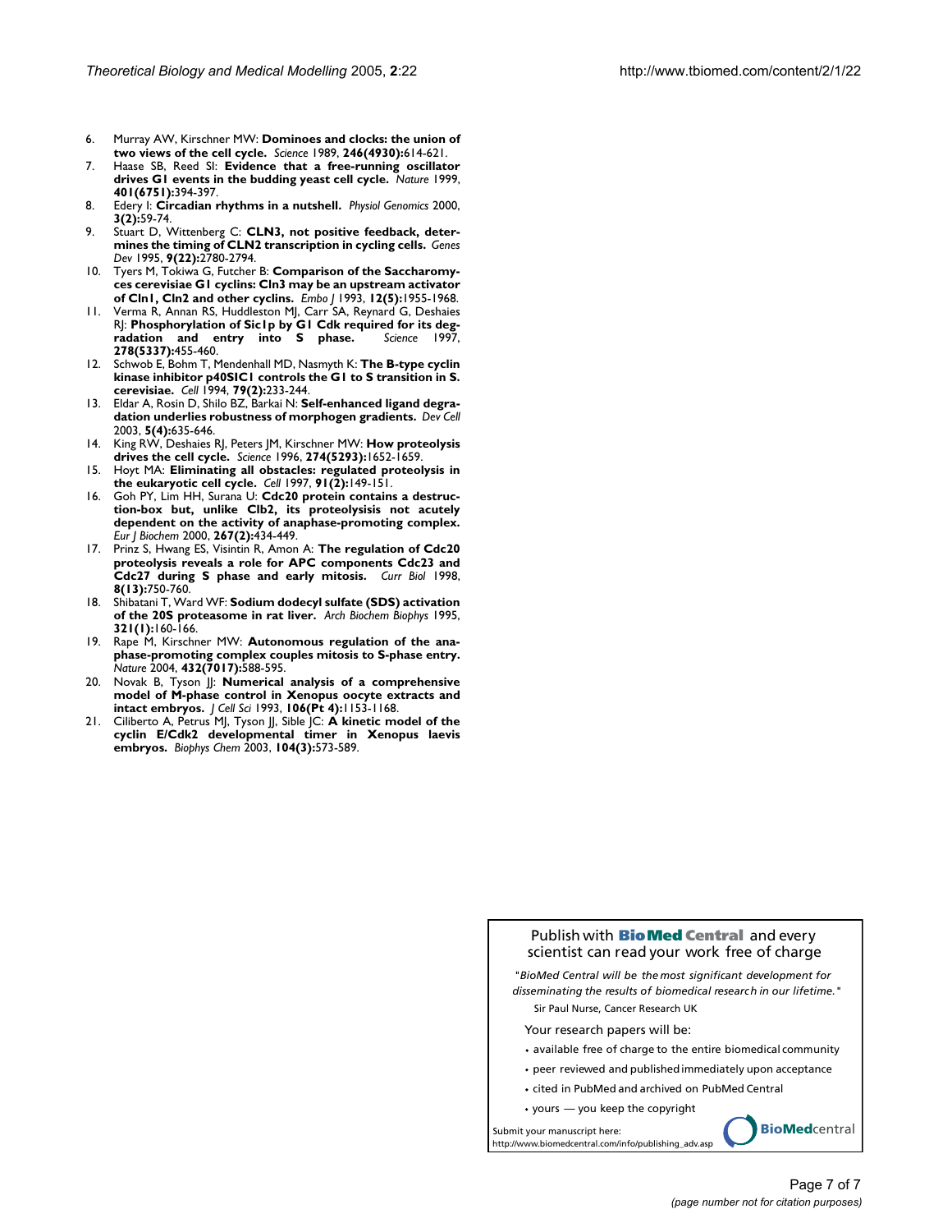6. Murray AW, Kirschner MW: **Dominoes and clocks: the union of two views of the cell cycle.** *Science* 1989, **246(4930):**614-621.
7. Haase SB, Reed SI: **Evidence that a free-running oscillator drives G1 events in the budding yeast cell cycle.** *Nature* 1999, **401(6751):**394-397.
8. Edery I: **Circadian rhythms in a nutshell.** *Physiol Genomics* 2000, **3(2):**59-74.
9. Stuart D, Wittenberg C: **CLN3, not positive feedback, determines the timing of CLN2 transcription in cycling cells.** *Genes Dev* 1995, **9(22):**2780-2794.
10. Tyers M, Tokiwa G, Futcher B: **Comparison of the Saccharomyces cerevisiae G1 cyclins: Cln3 may be an upstream activator of Cln1, Cln2 and other cyclins.** *Embo J* 1993, **12(5):**1955-1968.
11. Verma R, Annan RS, Huddleston MJ, Carr SA, Reynard G, Deshaies RJ: **Phosphorylation of Sic1p by G1 Cdk required for its degradation and entry into S phase.** *Science* 1997, **278(5337):**455-460.
12. Schwob E, Bohm T, Mendenhall MD, Nasmyth K: **The B-type cyclin kinase inhibitor p40SIC1 controls the G1 to S transition in S. cerevisiae.** *Cell* 1994, **79(2):**233-244.
13. Eldar A, Rosin D, Shilo BZ, Barkai N: **Self-enhanced ligand degradation underlies robustness of morphogen gradients.** *Dev Cell* 2003, **5(4):**635-646.
14. King RW, Deshaies RJ, Peters JM, Kirschner MW: **How proteolysis drives the cell cycle.** *Science* 1996, **274(5293):**1652-1659.
15. Hoyt MA: **Eliminating all obstacles: regulated proteolysis in the eukaryotic cell cycle.** *Cell* 1997, **91(2):**149-151.
16. Goh PY, Lim HH, Surana U: **Cdc20 protein contains a destruction-box but, unlike Clb2, its proteolysisis not acutely dependent on the activity of anaphase-promoting complex.** *Eur J Biochem* 2000, **267(2):**434-449.
17. Prinz S, Hwang ES, Visintin R, Amon A: **The regulation of Cdc20 proteolysis reveals a role for APC components Cdc23 and Cdc27 during S phase and early mitosis.** *Curr Biol* 1998, **8(13):**750-760.
18. Shibatani T, Ward WF: **Sodium dodecyl sulfate (SDS) activation of the 20S proteasome in rat liver.** *Arch Biochem Biophys* 1995, **321(1):**160-166.
19. Rape M, Kirschner MW: **Autonomous regulation of the anaphase-promoting complex couples mitosis to S-phase entry.** *Nature* 2004, **432(7017):**588-595.
20. Novak B, Tyson JJ: **Numerical analysis of a comprehensive model of M-phase control in Xenopus oocyte extracts and intact embryos.** *J Cell Sci* 1993, **106(Pt 4):**1153-1168.
21. Ciliberto A, Petrus MJ, Tyson JJ, Sible JC: **A kinetic model of the cyclin E/Cdk2 developmental timer in Xenopus laevis embryos.** *Biophys Chem* 2003, **104(3):**573-589.

Publish with **BioMed Central** and every scientist can read your work free of charge

*"BioMed Central will be the most significant development for disseminating the results of biomedical research in our lifetime."*
Sir Paul Nurse, Cancer Research UK

Your research papers will be:

- available free of charge to the entire biomedical community
- peer reviewed and published immediately upon acceptance
- cited in PubMed and archived on PubMed Central
- yours — you keep the copyright

Submit your manuscript here:
http://www.biomedcentral.com/info/publishing_adv.asp

**BioMed**central